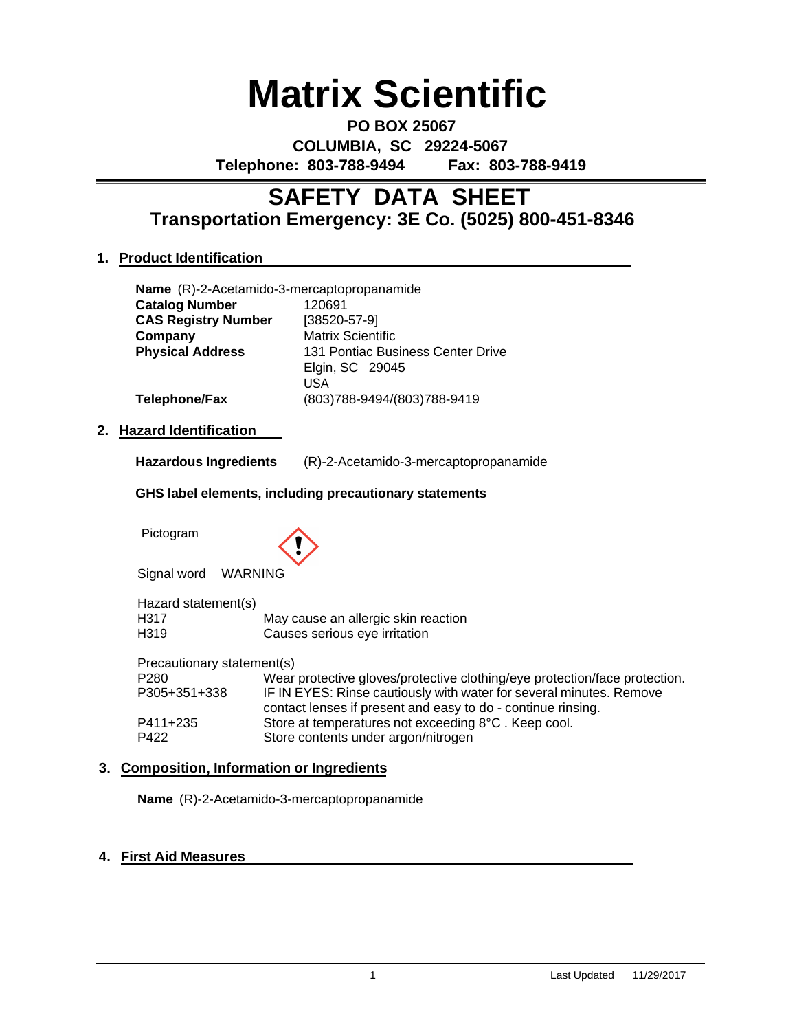# Matrix Scientific

**PO BOX 25067**
**COLUMBIA, SC 29224-5067**
**Telephone: 803-788-9494 Fax: 803-788-9419**

## SAFETY DATA SHEET
### Transportation Emergency: 3E Co. (5025) 800-451-8346

### 1. Product Identification

**Name** (R)-2-Acetamido-3-mercaptopropanamide

| | |
|---|---|
| **Catalog Number** | 120691 |
| **CAS Registry Number** | [38520-57-9] |
| **Company** | Matrix Scientific |
| **Physical Address** | 131 Pontiac Business Center Drive<br>Elgin, SC 29045<br>USA |
| **Telephone/Fax** | (803)788-9494/(803)788-9419 |

### 2. Hazard Identification

**Hazardous Ingredients** (R)-2-Acetamido-3-mercaptopropanamide

**GHS label elements, including precautionary statements**

Pictogram

Signal word WARNING

Hazard statement(s)

| | |
|---|---|
| H317 | May cause an allergic skin reaction |
| H319 | Causes serious eye irritation |

Precautionary statement(s)

| | |
|---|---|
| P280 | Wear protective gloves/protective clothing/eye protection/face protection. |
| P305+351+338 | IF IN EYES: Rinse cautiously with water for several minutes. Remove contact lenses if present and easy to do - continue rinsing. |
| P411+235 | Store at temperatures not exceeding 8°C . Keep cool. |
| P422 | Store contents under argon/nitrogen |

### 3. Composition, Information or Ingredients

**Name** (R)-2-Acetamido-3-mercaptopropanamide

### 4. First Aid Measures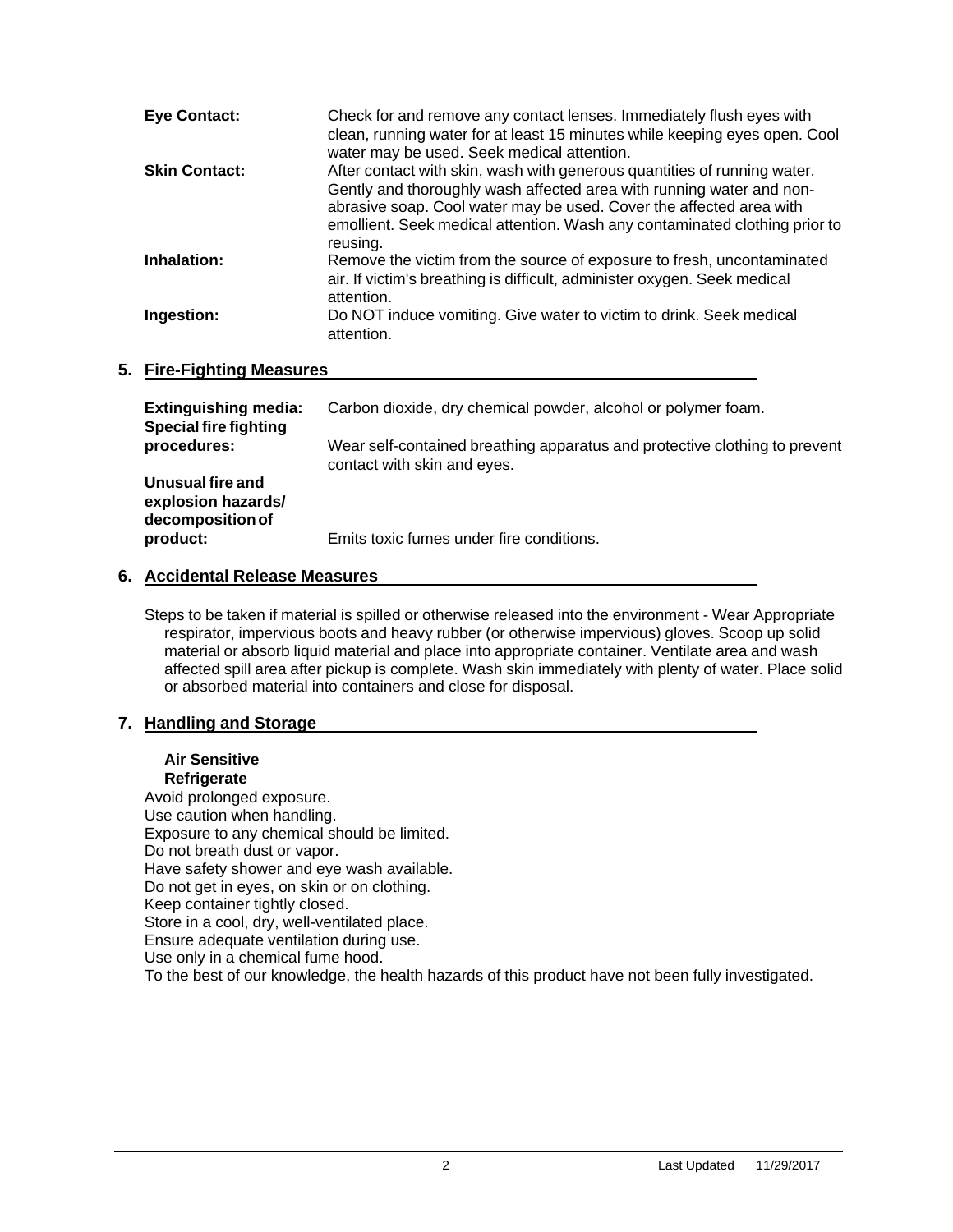| | |
|---|---|
| **Eye Contact:** | Check for and remove any contact lenses. Immediately flush eyes with clean, running water for at least 15 minutes while keeping eyes open. Cool water may be used. Seek medical attention. |
| **Skin Contact:** | After contact with skin, wash with generous quantities of running water. Gently and thoroughly wash affected area with running water and non-abrasive soap. Cool water may be used. Cover the affected area with emollient. Seek medical attention. Wash any contaminated clothing prior to reusing. |
| **Inhalation:** | Remove the victim from the source of exposure to fresh, uncontaminated air. If victim's breathing is difficult, administer oxygen. Seek medical attention. |
| **Ingestion:** | Do NOT induce vomiting. Give water to victim to drink. Seek medical attention. |

## 5. Fire-Fighting Measures

| | |
|---|---|
| **Extinguishing media:** | Carbon dioxide, dry chemical powder, alcohol or polymer foam. |
| **Special fire fighting procedures:** | Wear self-contained breathing apparatus and protective clothing to prevent contact with skin and eyes. |
| **Unusual fire and explosion hazards/ decomposition of product:** | Emits toxic fumes under fire conditions. |

## 6. Accidental Release Measures

Steps to be taken if material is spilled or otherwise released into the environment - Wear Appropriate respirator, impervious boots and heavy rubber (or otherwise impervious) gloves. Scoop up solid material or absorb liquid material and place into appropriate container. Ventilate area and wash affected spill area after pickup is complete. Wash skin immediately with plenty of water. Place solid or absorbed material into containers and close for disposal.

## 7. Handling and Storage

**Air Sensitive**
**Refrigerate**

Avoid prolonged exposure.
Use caution when handling.
Exposure to any chemical should be limited.
Do not breath dust or vapor.
Have safety shower and eye wash available.
Do not get in eyes, on skin or on clothing.
Keep container tightly closed.
Store in a cool, dry, well-ventilated place.
Ensure adequate ventilation during use.
Use only in a chemical fume hood.
To the best of our knowledge, the health hazards of this product have not been fully investigated.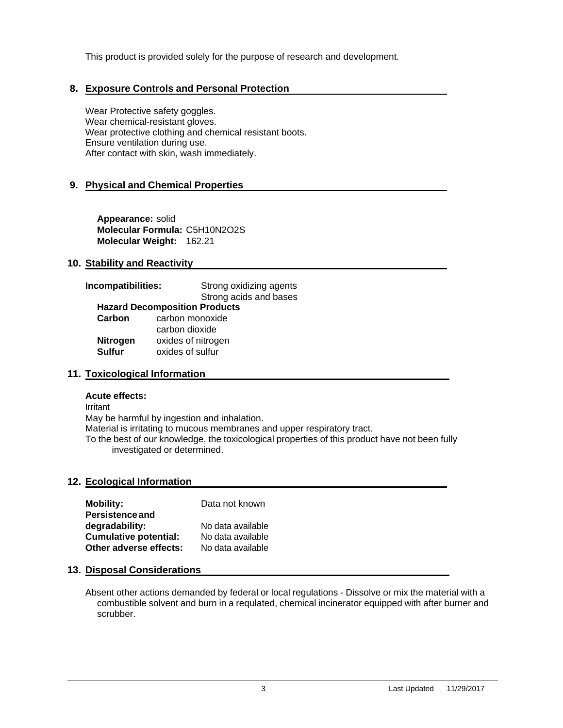This product is provided solely for the purpose of research and development.

## 8. Exposure Controls and Personal Protection

Wear Protective safety goggles.
Wear chemical-resistant gloves.
Wear protective clothing and chemical resistant boots.
Ensure ventilation during use.
After contact with skin, wash immediately.

## 9. Physical and Chemical Properties

**Appearance:** solid
**Molecular Formula:** $C_5H_{10}N_2O_2S$
**Molecular Weight:** 162.21

## 10. Stability and Reactivity

**Incompatibilities:** Strong oxidizing agents
Strong acids and bases

**Hazard Decomposition Products**

| | |
|---|---|
| **Carbon** | carbon monoxide |
| | carbon dioxide |
| **Nitrogen** | oxides of nitrogen |
| **Sulfur** | oxides of sulfur |

## 11. Toxicological Information

**Acute effects:**

Irritant
May be harmful by ingestion and inhalation.
Material is irritating to mucous membranes and upper respiratory tract.
To the best of our knowledge, the toxicological properties of this product have not been fully investigated or determined.

## 12. Ecological Information

| | |
|---|---|
| **Mobility:** | Data not known |
| **Persistence and degradability:** | No data available |
| **Cumulative potential:** | No data available |
| **Other adverse effects:** | No data available |

## 13. Disposal Considerations

Absent other actions demanded by federal or local regulations - Dissolve or mix the material with a combustible solvent and burn in a requlated, chemical incinerator equipped with after burner and scrubber.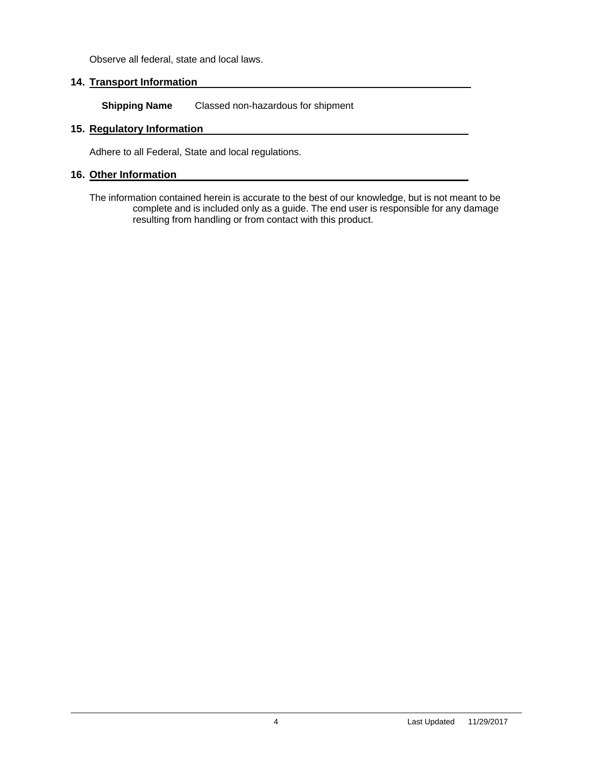Observe all federal, state and local laws.

## 14. Transport Information

**Shipping Name** Classed non-hazardous for shipment

## 15. Regulatory Information

Adhere to all Federal, State and local regulations.

## 16. Other Information

The information contained herein is accurate to the best of our knowledge, but is not meant to be complete and is included only as a guide. The end user is responsible for any damage resulting from handling or from contact with this product.

Last Updated 11/29/2017